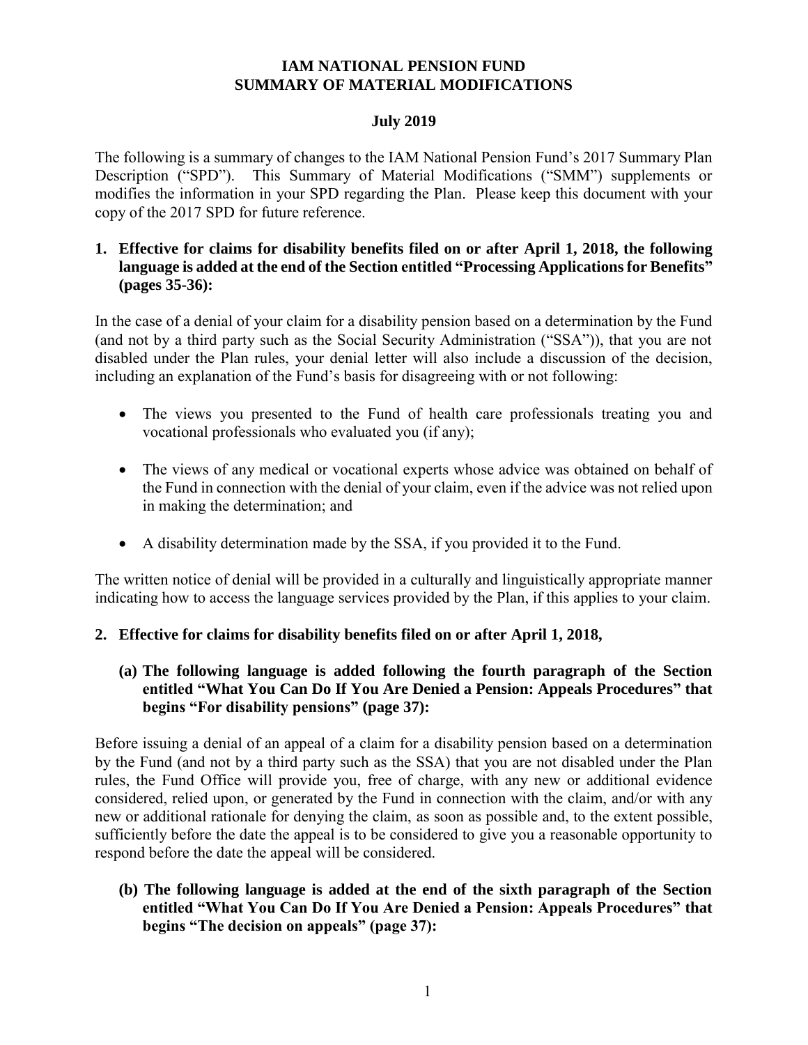# IAM NATIONAL PENSION FUND
# SUMMARY OF MATERIAL MODIFICATIONS

**July 2019**

The following is a summary of changes to the IAM National Pension Fund's 2017 Summary Plan Description ("SPD"). This Summary of Material Modifications ("SMM") supplements or modifies the information in your SPD regarding the Plan. Please keep this document with your copy of the 2017 SPD for future reference.

**1. Effective for claims for disability benefits filed on or after April 1, 2018, the following language is added at the end of the Section entitled "Processing Applications for Benefits" (pages 35-36):**

In the case of a denial of your claim for a disability pension based on a determination by the Fund (and not by a third party such as the Social Security Administration ("SSA")), that you are not disabled under the Plan rules, your denial letter will also include a discussion of the decision, including an explanation of the Fund's basis for disagreeing with or not following:

- The views you presented to the Fund of health care professionals treating you and vocational professionals who evaluated you (if any);
- The views of any medical or vocational experts whose advice was obtained on behalf of the Fund in connection with the denial of your claim, even if the advice was not relied upon in making the determination; and
- A disability determination made by the SSA, if you provided it to the Fund.

The written notice of denial will be provided in a culturally and linguistically appropriate manner indicating how to access the language services provided by the Plan, if this applies to your claim.

**2. Effective for claims for disability benefits filed on or after April 1, 2018,**

**(a) The following language is added following the fourth paragraph of the Section entitled "What You Can Do If You Are Denied a Pension: Appeals Procedures" that begins "For disability pensions" (page 37):**

Before issuing a denial of an appeal of a claim for a disability pension based on a determination by the Fund (and not by a third party such as the SSA) that you are not disabled under the Plan rules, the Fund Office will provide you, free of charge, with any new or additional evidence considered, relied upon, or generated by the Fund in connection with the claim, and/or with any new or additional rationale for denying the claim, as soon as possible and, to the extent possible, sufficiently before the date the appeal is to be considered to give you a reasonable opportunity to respond before the date the appeal will be considered.

**(b) The following language is added at the end of the sixth paragraph of the Section entitled "What You Can Do If You Are Denied a Pension: Appeals Procedures" that begins "The decision on appeals" (page 37):**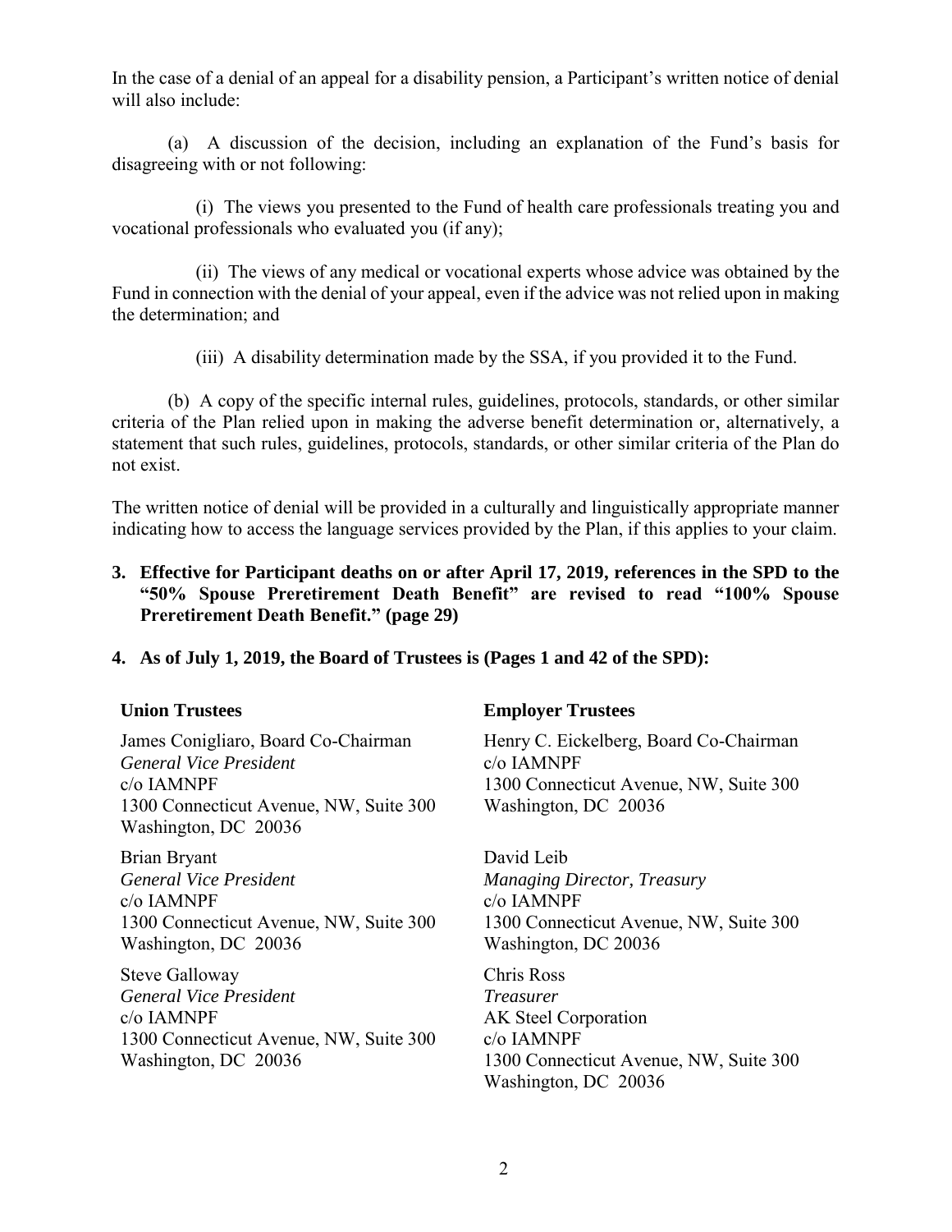In the case of a denial of an appeal for a disability pension, a Participant's written notice of denial will also include:

(a) A discussion of the decision, including an explanation of the Fund's basis for disagreeing with or not following:

(i) The views you presented to the Fund of health care professionals treating you and vocational professionals who evaluated you (if any);

(ii) The views of any medical or vocational experts whose advice was obtained by the Fund in connection with the denial of your appeal, even if the advice was not relied upon in making the determination; and

(iii) A disability determination made by the SSA, if you provided it to the Fund.

(b) A copy of the specific internal rules, guidelines, protocols, standards, or other similar criteria of the Plan relied upon in making the adverse benefit determination or, alternatively, a statement that such rules, guidelines, protocols, standards, or other similar criteria of the Plan do not exist.

The written notice of denial will be provided in a culturally and linguistically appropriate manner indicating how to access the language services provided by the Plan, if this applies to your claim.

**3. Effective for Participant deaths on or after April 17, 2019, references in the SPD to the "50% Spouse Preretirement Death Benefit" are revised to read "100% Spouse Preretirement Death Benefit." (page 29)**

**4. As of July 1, 2019, the Board of Trustees is (Pages 1 and 42 of the SPD):**

| **Union Trustees** | **Employer Trustees** |
|---|---|
| James Conigliaro, Board Co-Chairman<br>*General Vice President*<br>c/o IAMNPF<br>1300 Connecticut Avenue, NW, Suite 300<br>Washington, DC 20036 | Henry C. Eickelberg, Board Co-Chairman<br>c/o IAMNPF<br>1300 Connecticut Avenue, NW, Suite 300<br>Washington, DC 20036 |
| Brian Bryant<br>*General Vice President*<br>c/o IAMNPF<br>1300 Connecticut Avenue, NW, Suite 300<br>Washington, DC 20036 | David Leib<br>*Managing Director, Treasury*<br>c/o IAMNPF<br>1300 Connecticut Avenue, NW, Suite 300<br>Washington, DC 20036 |
| Steve Galloway<br>*General Vice President*<br>c/o IAMNPF<br>1300 Connecticut Avenue, NW, Suite 300<br>Washington, DC 20036 | Chris Ross<br>*Treasurer*<br>AK Steel Corporation<br>c/o IAMNPF<br>1300 Connecticut Avenue, NW, Suite 300<br>Washington, DC 20036 |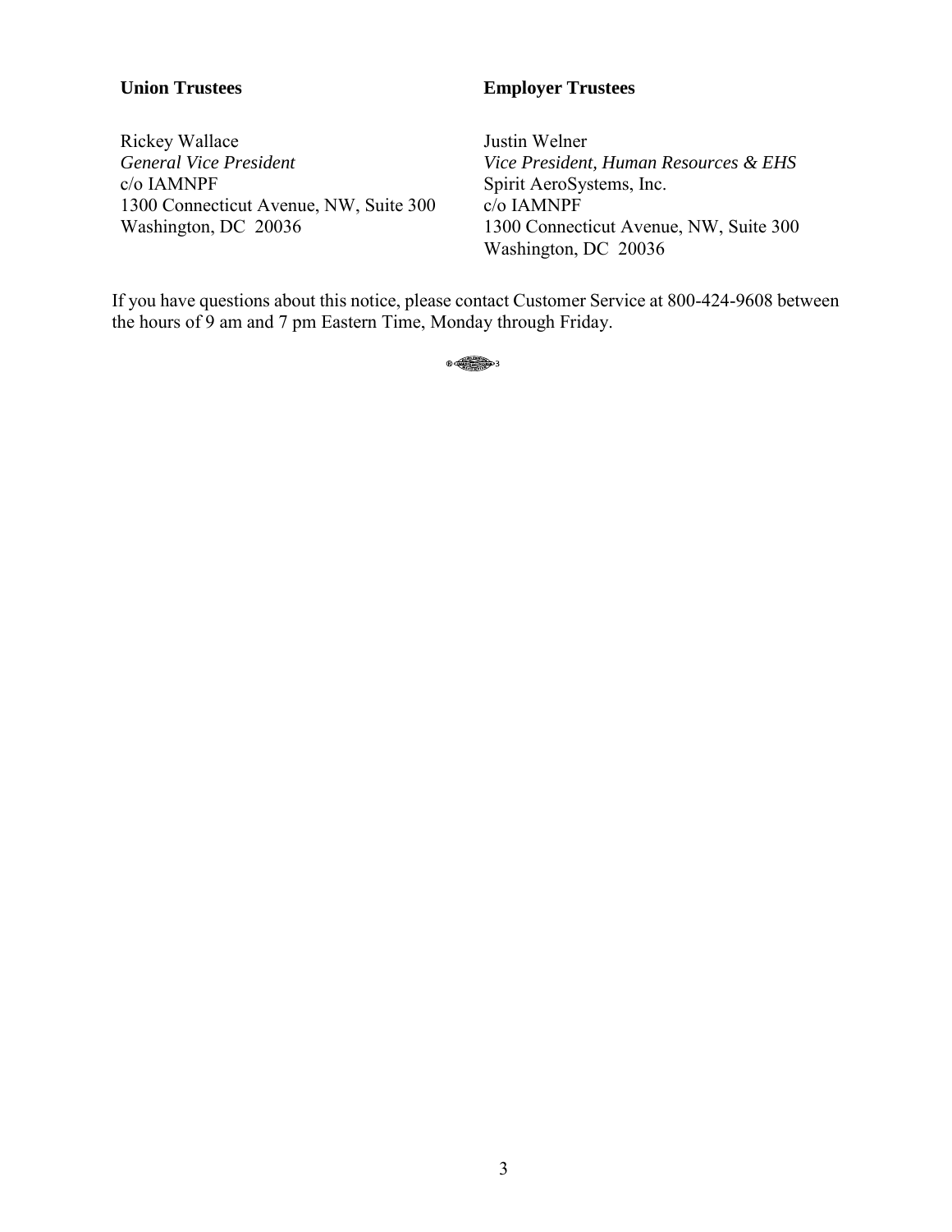| **Union Trustees** | **Employer Trustees** |
|---|---|
| Rickey Wallace<br>*General Vice President*<br>c/o IAMNPF<br>1300 Connecticut Avenue, NW, Suite 300<br>Washington, DC 20036 | Justin Welner<br>*Vice President, Human Resources & EHS*<br>Spirit AeroSystems, Inc.<br>c/o IAMNPF<br>1300 Connecticut Avenue, NW, Suite 300<br>Washington, DC 20036 |

If you have questions about this notice, please contact Customer Service at 800-424-9608 between the hours of 9 am and 7 pm Eastern Time, Monday through Friday.